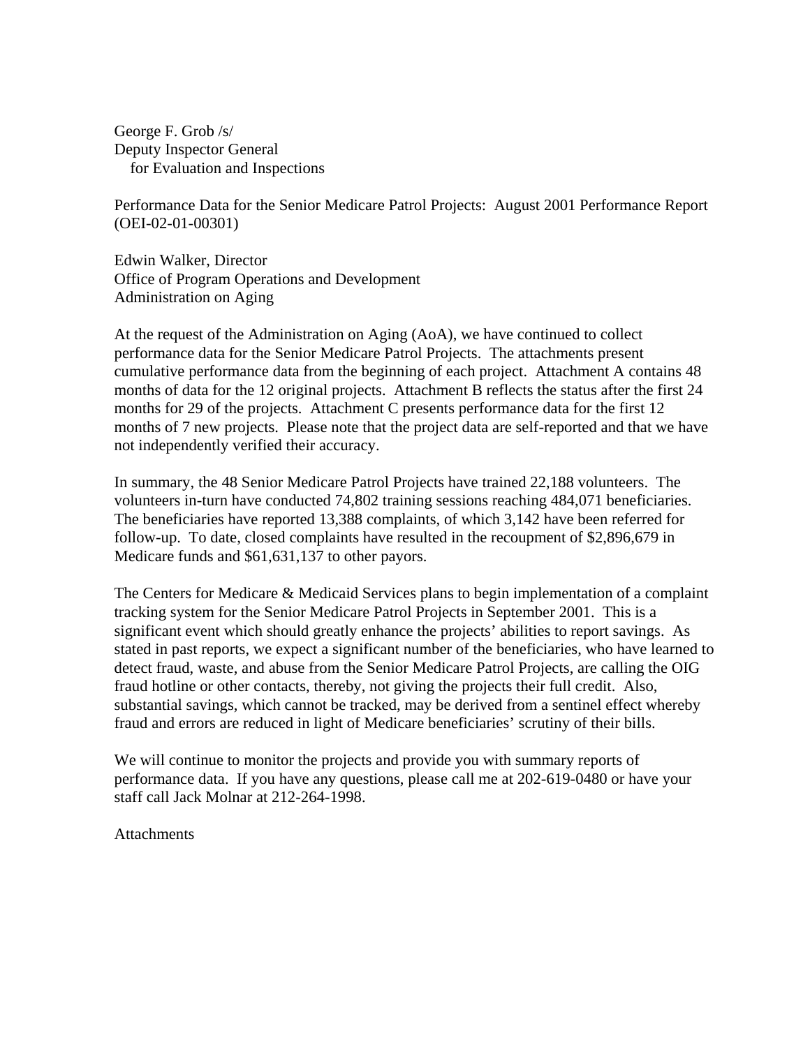George F. Grob /s/
Deputy Inspector General
for Evaluation and Inspections

Performance Data for the Senior Medicare Patrol Projects: August 2001 Performance Report (OEI-02-01-00301)

Edwin Walker, Director
Office of Program Operations and Development
Administration on Aging

At the request of the Administration on Aging (AoA), we have continued to collect performance data for the Senior Medicare Patrol Projects. The attachments present cumulative performance data from the beginning of each project. Attachment A contains 48 months of data for the 12 original projects. Attachment B reflects the status after the first 24 months for 29 of the projects. Attachment C presents performance data for the first 12 months of 7 new projects. Please note that the project data are self-reported and that we have not independently verified their accuracy.

In summary, the 48 Senior Medicare Patrol Projects have trained 22,188 volunteers. The volunteers in-turn have conducted 74,802 training sessions reaching 484,071 beneficiaries. The beneficiaries have reported 13,388 complaints, of which 3,142 have been referred for follow-up. To date, closed complaints have resulted in the recoupment of $2,896,679 in Medicare funds and $61,631,137 to other payors.

The Centers for Medicare & Medicaid Services plans to begin implementation of a complaint tracking system for the Senior Medicare Patrol Projects in September 2001. This is a significant event which should greatly enhance the projects' abilities to report savings. As stated in past reports, we expect a significant number of the beneficiaries, who have learned to detect fraud, waste, and abuse from the Senior Medicare Patrol Projects, are calling the OIG fraud hotline or other contacts, thereby, not giving the projects their full credit. Also, substantial savings, which cannot be tracked, may be derived from a sentinel effect whereby fraud and errors are reduced in light of Medicare beneficiaries' scrutiny of their bills.

We will continue to monitor the projects and provide you with summary reports of performance data. If you have any questions, please call me at 202-619-0480 or have your staff call Jack Molnar at 212-264-1998.

Attachments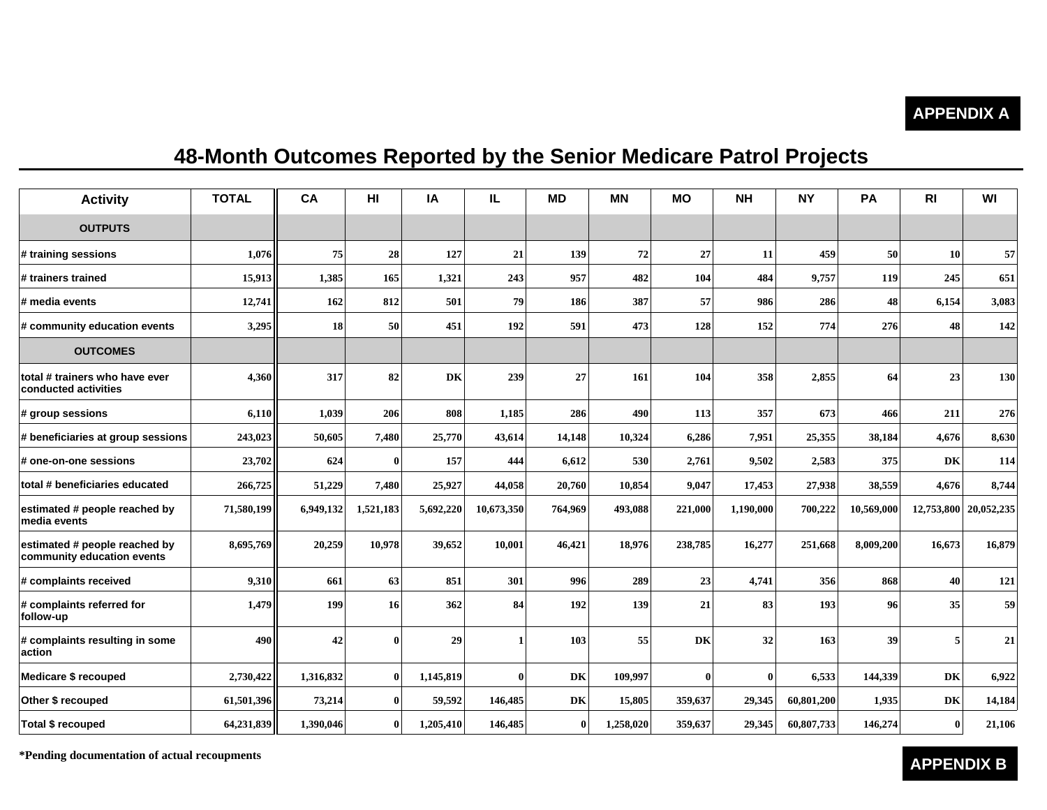**APPENDIX A**

# 48-Month Outcomes Reported by the Senior Medicare Patrol Projects

| Activity | TOTAL | CA | HI | IA | IL | MD | MN | MO | NH | NY | PA | RI | WI |
|---|---|---|---|---|---|---|---|---|---|---|---|---|---|
| **OUTPUTS** | | | | | | | | | | | | | |
| # training sessions | 1,076 | 75 | 28 | 127 | 21 | 139 | 72 | 27 | 11 | 459 | 50 | 10 | 57 |
| # trainers trained | 15,913 | 1,385 | 165 | 1,321 | 243 | 957 | 482 | 104 | 484 | 9,757 | 119 | 245 | 651 |
| # media events | 12,741 | 162 | 812 | 501 | 79 | 186 | 387 | 57 | 986 | 286 | 48 | 6,154 | 3,083 |
| # community education events | 3,295 | 18 | 50 | 451 | 192 | 591 | 473 | 128 | 152 | 774 | 276 | 48 | 142 |
| **OUTCOMES** | | | | | | | | | | | | | |
| total # trainers who have ever conducted activities | 4,360 | 317 | 82 | DK | 239 | 27 | 161 | 104 | 358 | 2,855 | 64 | 23 | 130 |
| # group sessions | 6,110 | 1,039 | 206 | 808 | 1,185 | 286 | 490 | 113 | 357 | 673 | 466 | 211 | 276 |
| # beneficiaries at group sessions | 243,023 | 50,605 | 7,480 | 25,770 | 43,614 | 14,148 | 10,324 | 6,286 | 7,951 | 25,355 | 38,184 | 4,676 | 8,630 |
| # one-on-one sessions | 23,702 | 624 | 0 | 157 | 444 | 6,612 | 530 | 2,761 | 9,502 | 2,583 | 375 | DK | 114 |
| total # beneficiaries educated | 266,725 | 51,229 | 7,480 | 25,927 | 44,058 | 20,760 | 10,854 | 9,047 | 17,453 | 27,938 | 38,559 | 4,676 | 8,744 |
| estimated # people reached by media events | 71,580,199 | 6,949,132 | 1,521,183 | 5,692,220 | 10,673,350 | 764,969 | 493,088 | 221,000 | 1,190,000 | 700,222 | 10,569,000 | 12,753,800 | 20,052,235 |
| estimated # people reached by community education events | 8,695,769 | 20,259 | 10,978 | 39,652 | 10,001 | 46,421 | 18,976 | 238,785 | 16,277 | 251,668 | 8,009,200 | 16,673 | 16,879 |
| # complaints received | 9,310 | 661 | 63 | 851 | 301 | 996 | 289 | 23 | 4,741 | 356 | 868 | 40 | 121 |
| # complaints referred for follow-up | 1,479 | 199 | 16 | 362 | 84 | 192 | 139 | 21 | 83 | 193 | 96 | 35 | 59 |
| # complaints resulting in some action | 490 | 42 | 0 | 29 | 1 | 103 | 55 | DK | 32 | 163 | 39 | 5 | 21 |
| Medicare $ recouped | 2,730,422 | 1,316,832 | 0 | 1,145,819 | 0 | DK | 109,997 | 0 | 0 | 6,533 | 144,339 | DK | 6,922 |
| Other $ recouped | 61,501,396 | 73,214 | 0 | 59,592 | 146,485 | DK | 15,805 | 359,637 | 29,345 | 60,801,200 | 1,935 | DK | 14,184 |
| Total $ recouped | 64,231,839 | 1,390,046 | 0 | 1,205,410 | 146,485 | 0 | 1,258,020 | 359,637 | 29,345 | 60,807,733 | 146,274 | 0 | 21,106 |

**\*Pending documentation of actual recoupments**

**APPENDIX B**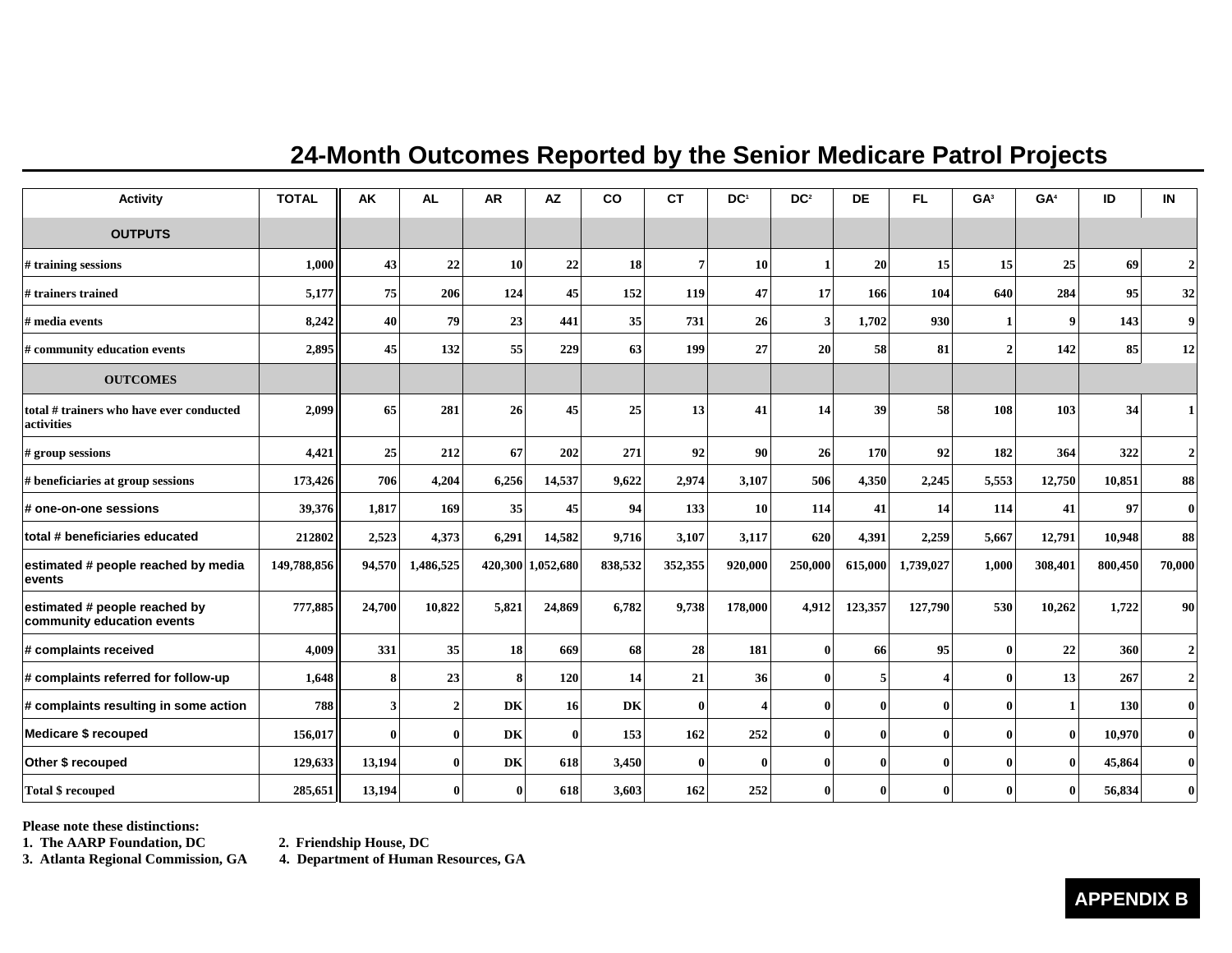# 24-Month Outcomes Reported by the Senior Medicare Patrol Projects

| Activity | TOTAL | AK | AL | AR | AZ | CO | CT | DC[1] | DC[2] | DE | FL | GA[3] | GA[4] | ID | IN |
|---|---|---|---|---|---|---|---|---|---|---|---|---|---|---|---|
| **OUTPUTS** | | | | | | | | | | | | | | | |
| # training sessions | 1,000 | 43 | 22 | 10 | 22 | 18 | 7 | 10 | 1 | 20 | 15 | 15 | 25 | 69 | 2 |
| # trainers trained | 5,177 | 75 | 206 | 124 | 45 | 152 | 119 | 47 | 17 | 166 | 104 | 640 | 284 | 95 | 32 |
| # media events | 8,242 | 40 | 79 | 23 | 441 | 35 | 731 | 26 | 3 | 1,702 | 930 | 1 | 9 | 143 | 9 |
| # community education events | 2,895 | 45 | 132 | 55 | 229 | 63 | 199 | 27 | 20 | 58 | 81 | 2 | 142 | 85 | 12 |
| **OUTCOMES** | | | | | | | | | | | | | | | |
| total # trainers who have ever conducted activities | 2,099 | 65 | 281 | 26 | 45 | 25 | 13 | 41 | 14 | 39 | 58 | 108 | 103 | 34 | 1 |
| # group sessions | 4,421 | 25 | 212 | 67 | 202 | 271 | 92 | 90 | 26 | 170 | 92 | 182 | 364 | 322 | 2 |
| # beneficiaries at group sessions | 173,426 | 706 | 4,204 | 6,256 | 14,537 | 9,622 | 2,974 | 3,107 | 506 | 4,350 | 2,245 | 5,553 | 12,750 | 10,851 | 88 |
| # one-on-one sessions | 39,376 | 1,817 | 169 | 35 | 45 | 94 | 133 | 10 | 114 | 41 | 14 | 114 | 41 | 97 | 0 |
| total # beneficiaries educated | 212802 | 2,523 | 4,373 | 6,291 | 14,582 | 9,716 | 3,107 | 3,117 | 620 | 4,391 | 2,259 | 5,667 | 12,791 | 10,948 | 88 |
| estimated # people reached by media events | 149,788,856 | 94,570 | 1,486,525 | 420,300 | 1,052,680 | 838,532 | 352,355 | 920,000 | 250,000 | 615,000 | 1,739,027 | 1,000 | 308,401 | 800,450 | 70,000 |
| estimated # people reached by community education events | 777,885 | 24,700 | 10,822 | 5,821 | 24,869 | 6,782 | 9,738 | 178,000 | 4,912 | 123,357 | 127,790 | 530 | 10,262 | 1,722 | 90 |
| # complaints received | 4,009 | 331 | 35 | 18 | 669 | 68 | 28 | 181 | 0 | 66 | 95 | 0 | 22 | 360 | 2 |
| # complaints referred for follow-up | 1,648 | 8 | 23 | 8 | 120 | 14 | 21 | 36 | 0 | 5 | 4 | 0 | 13 | 267 | 2 |
| # complaints resulting in some action | 788 | 3 | 2 | DK | 16 | DK | 0 | 4 | 0 | 0 | 0 | 0 | 1 | 130 | 0 |
| Medicare $ recouped | 156,017 | 0 | 0 | DK | 0 | 153 | 162 | 252 | 0 | 0 | 0 | 0 | 0 | 10,970 | 0 |
| Other $ recouped | 129,633 | 13,194 | 0 | DK | 618 | 3,450 | 0 | 0 | 0 | 0 | 0 | 0 | 0 | 45,864 | 0 |
| Total $ recouped | 285,651 | 13,194 | 0 | 0 | 618 | 3,603 | 162 | 252 | 0 | 0 | 0 | 0 | 0 | 56,834 | 0 |

**Please note these distinctions:**
**1. The AARP Foundation, DC** **2. Friendship House, DC**
**3. Atlanta Regional Commission, GA** **4. Department of Human Resources, GA**

**APPENDIX B**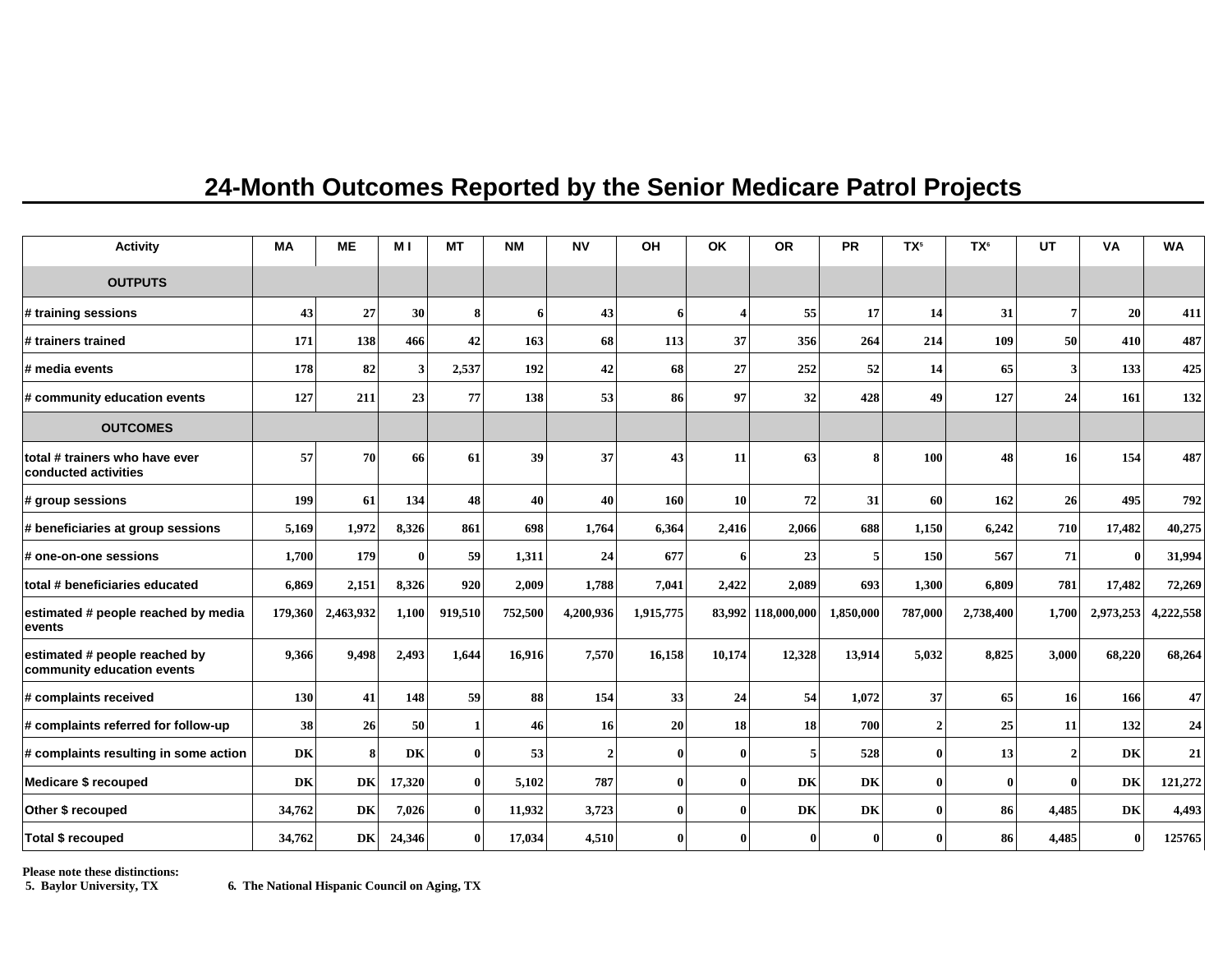# 24-Month Outcomes Reported by the Senior Medicare Patrol Projects

| Activity | MA | ME | M I | MT | NM | NV | OH | OK | OR | PR | TX[5] | TX[6] | UT | VA | WA |
|---|---|---|---|---|---|---|---|---|---|---|---|---|---|---|---|
| **OUTPUTS** | | | | | | | | | | | | | | | |
| # training sessions | 43 | 27 | 30 | 8 | 6 | 43 | 6 | 4 | 55 | 17 | 14 | 31 | 7 | 20 | 411 |
| # trainers trained | 171 | 138 | 466 | 42 | 163 | 68 | 113 | 37 | 356 | 264 | 214 | 109 | 50 | 410 | 487 |
| # media events | 178 | 82 | 3 | 2,537 | 192 | 42 | 68 | 27 | 252 | 52 | 14 | 65 | 3 | 133 | 425 |
| # community education events | 127 | 211 | 23 | 77 | 138 | 53 | 86 | 97 | 32 | 428 | 49 | 127 | 24 | 161 | 132 |
| **OUTCOMES** | | | | | | | | | | | | | | | |
| total # trainers who have ever conducted activities | 57 | 70 | 66 | 61 | 39 | 37 | 43 | 11 | 63 | 8 | 100 | 48 | 16 | 154 | 487 |
| # group sessions | 199 | 61 | 134 | 48 | 40 | 40 | 160 | 10 | 72 | 31 | 60 | 162 | 26 | 495 | 792 |
| # beneficiaries at group sessions | 5,169 | 1,972 | 8,326 | 861 | 698 | 1,764 | 6,364 | 2,416 | 2,066 | 688 | 1,150 | 6,242 | 710 | 17,482 | 40,275 |
| # one-on-one sessions | 1,700 | 179 | 0 | 59 | 1,311 | 24 | 677 | 6 | 23 | 5 | 150 | 567 | 71 | 0 | 31,994 |
| total # beneficiaries educated | 6,869 | 2,151 | 8,326 | 920 | 2,009 | 1,788 | 7,041 | 2,422 | 2,089 | 693 | 1,300 | 6,809 | 781 | 17,482 | 72,269 |
| estimated # people reached by media events | 179,360 | 2,463,932 | 1,100 | 919,510 | 752,500 | 4,200,936 | 1,915,775 | 83,992 | 118,000,000 | 1,850,000 | 787,000 | 2,738,400 | 1,700 | 2,973,253 | 4,222,558 |
| estimated # people reached by community education events | 9,366 | 9,498 | 2,493 | 1,644 | 16,916 | 7,570 | 16,158 | 10,174 | 12,328 | 13,914 | 5,032 | 8,825 | 3,000 | 68,220 | 68,264 |
| # complaints received | 130 | 41 | 148 | 59 | 88 | 154 | 33 | 24 | 54 | 1,072 | 37 | 65 | 16 | 166 | 47 |
| # complaints referred for follow-up | 38 | 26 | 50 | 1 | 46 | 16 | 20 | 18 | 18 | 700 | 2 | 25 | 11 | 132 | 24 |
| # complaints resulting in some action | DK | 8 | DK | 0 | 53 | 2 | 0 | 0 | 5 | 528 | 0 | 13 | 2 | DK | 21 |
| Medicare $ recouped | DK | DK | 17,320 | 0 | 5,102 | 787 | 0 | 0 | DK | DK | 0 | 0 | 0 | DK | 121,272 |
| Other $ recouped | 34,762 | DK | 7,026 | 0 | 11,932 | 3,723 | 0 | 0 | DK | DK | 0 | 86 | 4,485 | DK | 4,493 |
| Total $ recouped | 34,762 | DK | 24,346 | 0 | 17,034 | 4,510 | 0 | 0 | 0 | 0 | 0 | 86 | 4,485 | 0 | 125765 |

**Please note these distinctions:**
**5. Baylor University, TX** **6. The National Hispanic Council on Aging, TX**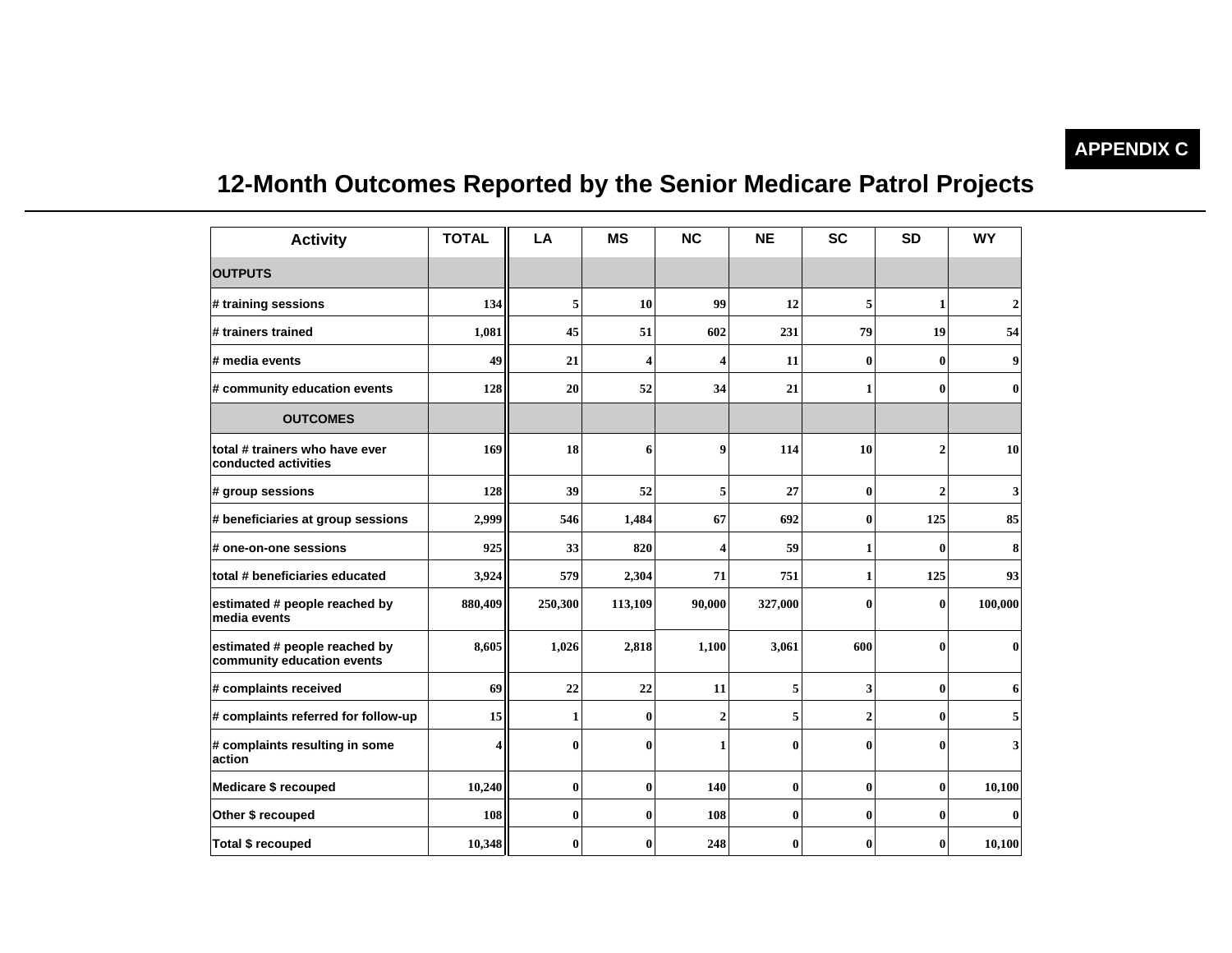**APPENDIX C**

# 12-Month Outcomes Reported by the Senior Medicare Patrol Projects

| Activity | TOTAL | LA | MS | NC | NE | SC | SD | WY |
|---|---|---|---|---|---|---|---|---|
| **OUTPUTS** | | | | | | | | |
| # training sessions | 134 | 5 | 10 | 99 | 12 | 5 | 1 | 2 |
| # trainers trained | 1,081 | 45 | 51 | 602 | 231 | 79 | 19 | 54 |
| # media events | 49 | 21 | 4 | 4 | 11 | 0 | 0 | 9 |
| # community education events | 128 | 20 | 52 | 34 | 21 | 1 | 0 | 0 |
| **OUTCOMES** | | | | | | | | |
| total # trainers who have ever conducted activities | 169 | 18 | 6 | 9 | 114 | 10 | 2 | 10 |
| # group sessions | 128 | 39 | 52 | 5 | 27 | 0 | 2 | 3 |
| # beneficiaries at group sessions | 2,999 | 546 | 1,484 | 67 | 692 | 0 | 125 | 85 |
| # one-on-one sessions | 925 | 33 | 820 | 4 | 59 | 1 | 0 | 8 |
| total # beneficiaries educated | 3,924 | 579 | 2,304 | 71 | 751 | 1 | 125 | 93 |
| estimated # people reached by media events | 880,409 | 250,300 | 113,109 | 90,000 | 327,000 | 0 | 0 | 100,000 |
| estimated # people reached by community education events | 8,605 | 1,026 | 2,818 | 1,100 | 3,061 | 600 | 0 | 0 |
| # complaints received | 69 | 22 | 22 | 11 | 5 | 3 | 0 | 6 |
| # complaints referred for follow-up | 15 | 1 | 0 | 2 | 5 | 2 | 0 | 5 |
| # complaints resulting in some action | 4 | 0 | 0 | 1 | 0 | 0 | 0 | 3 |
| Medicare $ recouped | 10,240 | 0 | 0 | 140 | 0 | 0 | 0 | 10,100 |
| Other $ recouped | 108 | 0 | 0 | 108 | 0 | 0 | 0 | 0 |
| Total $ recouped | 10,348 | 0 | 0 | 248 | 0 | 0 | 0 | 10,100 |